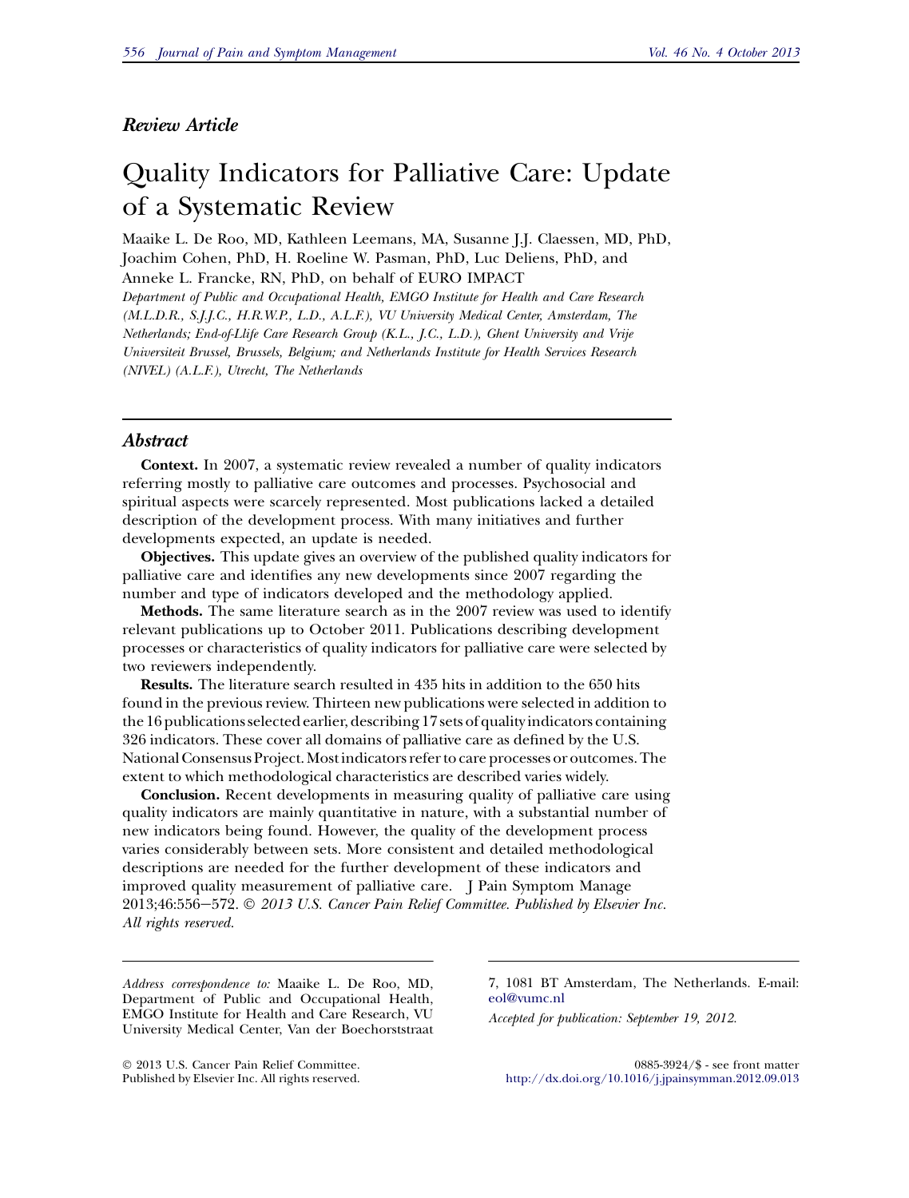*Review Article*

# Quality Indicators for Palliative Care: Update of a Systematic Review

Maaike L. De Roo, MD, Kathleen Leemans, MA, Susanne J.J. Claessen, MD, PhD, Joachim Cohen, PhD, H. Roeline W. Pasman, PhD, Luc Deliens, PhD, and Anneke L. Francke, RN, PhD, on behalf of EURO IMPACT

*Department of Public and Occupational Health, EMGO Institute for Health and Care Research (M.L.D.R., S.J.J.C., H.R.W.P., L.D., A.L.F.), VU University Medical Center, Amsterdam, The Netherlands; End-of-Llife Care Research Group (K.L., J.C., L.D.), Ghent University and Vrije Universiteit Brussel, Brussels, Belgium; and Netherlands Institute for Health Services Research (NIVEL) (A.L.F.), Utrecht, The Netherlands*

## Abstract

**Context.** In 2007, a systematic review revealed a number of quality indicators referring mostly to palliative care outcomes and processes. Psychosocial and spiritual aspects were scarcely represented. Most publications lacked a detailed description of the development process. With many initiatives and further developments expected, an update is needed.

**Objectives.** This update gives an overview of the published quality indicators for palliative care and identifies any new developments since 2007 regarding the number and type of indicators developed and the methodology applied.

**Methods.** The same literature search as in the 2007 review was used to identify relevant publications up to October 2011. Publications describing development processes or characteristics of quality indicators for palliative care were selected by two reviewers independently.

**Results.** The literature search resulted in 435 hits in addition to the 650 hits found in the previous review. Thirteen new publications were selected in addition to the 16 publications selected earlier, describing 17 sets of quality indicators containing 326 indicators. These cover all domains of palliative care as defined by the U.S. National Consensus Project. Most indicators refer to care processes or outcomes. The extent to which methodological characteristics are described varies widely.

**Conclusion.** Recent developments in measuring quality of palliative care using quality indicators are mainly quantitative in nature, with a substantial number of new indicators being found. However, the quality of the development process varies considerably between sets. More consistent and detailed methodological descriptions are needed for the further development of these indicators and improved quality measurement of palliative care. J Pain Symptom Manage 2013;46:556–572. © *2013 U.S. Cancer Pain Relief Committee. Published by Elsevier Inc. All rights reserved.*

---

*Address correspondence to:* Maaike L. De Roo, MD, Department of Public and Occupational Health, EMGO Institute for Health and Care Research, VU University Medical Center, Van der Boechorststraat 7, 1081 BT Amsterdam, The Netherlands. E-mail: eol@vumc.nl

*Accepted for publication: September 19, 2012.*

© 2013 U.S. Cancer Pain Relief Committee.
Published by Elsevier Inc. All rights reserved.

0885-3924/$ - see front matter
http://dx.doi.org/10.1016/j.jpainsymman.2012.09.013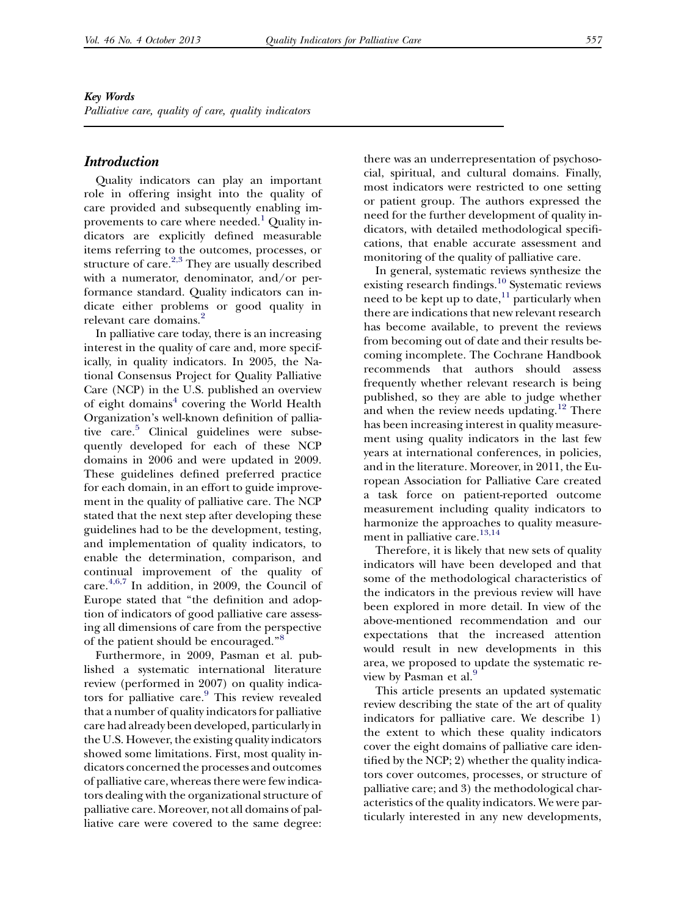***Key Words***

*Palliative care, quality of care, quality indicators*

## *Introduction*

Quality indicators can play an important role in offering insight into the quality of care provided and subsequently enabling improvements to care where needed.[1] Quality indicators are explicitly defined measurable items referring to the outcomes, processes, or structure of care.[2,3] They are usually described with a numerator, denominator, and/or performance standard. Quality indicators can indicate either problems or good quality in relevant care domains.[2]

In palliative care today, there is an increasing interest in the quality of care and, more specifically, in quality indicators. In 2005, the National Consensus Project for Quality Palliative Care (NCP) in the U.S. published an overview of eight domains[4] covering the World Health Organization's well-known definition of palliative care.[5] Clinical guidelines were subsequently developed for each of these NCP domains in 2006 and were updated in 2009. These guidelines defined preferred practice for each domain, in an effort to guide improvement in the quality of palliative care. The NCP stated that the next step after developing these guidelines had to be the development, testing, and implementation of quality indicators, to enable the determination, comparison, and continual improvement of the quality of care.[4,6,7] In addition, in 2009, the Council of Europe stated that "the definition and adoption of indicators of good palliative care assessing all dimensions of care from the perspective of the patient should be encouraged."[8]

Furthermore, in 2009, Pasman et al. published a systematic international literature review (performed in 2007) on quality indicators for palliative care.[9] This review revealed that a number of quality indicators for palliative care had already been developed, particularly in the U.S. However, the existing quality indicators showed some limitations. First, most quality indicators concerned the processes and outcomes of palliative care, whereas there were few indicators dealing with the organizational structure of palliative care. Moreover, not all domains of palliative care were covered to the same degree: there was an underrepresentation of psychosocial, spiritual, and cultural domains. Finally, most indicators were restricted to one setting or patient group. The authors expressed the need for the further development of quality indicators, with detailed methodological specifications, that enable accurate assessment and monitoring of the quality of palliative care.

In general, systematic reviews synthesize the existing research findings.[10] Systematic reviews need to be kept up to date,[11] particularly when there are indications that new relevant research has become available, to prevent the reviews from becoming out of date and their results becoming incomplete. The Cochrane Handbook recommends that authors should assess frequently whether relevant research is being published, so they are able to judge whether and when the review needs updating.[12] There has been increasing interest in quality measurement using quality indicators in the last few years at international conferences, in policies, and in the literature. Moreover, in 2011, the European Association for Palliative Care created a task force on patient-reported outcome measurement including quality indicators to harmonize the approaches to quality measurement in palliative care.[13,14]

Therefore, it is likely that new sets of quality indicators will have been developed and that some of the methodological characteristics of the indicators in the previous review will have been explored in more detail. In view of the above-mentioned recommendation and our expectations that the increased attention would result in new developments in this area, we proposed to update the systematic review by Pasman et al.[9]

This article presents an updated systematic review describing the state of the art of quality indicators for palliative care. We describe 1) the extent to which these quality indicators cover the eight domains of palliative care identified by the NCP; 2) whether the quality indicators cover outcomes, processes, or structure of palliative care; and 3) the methodological characteristics of the quality indicators. We were particularly interested in any new developments,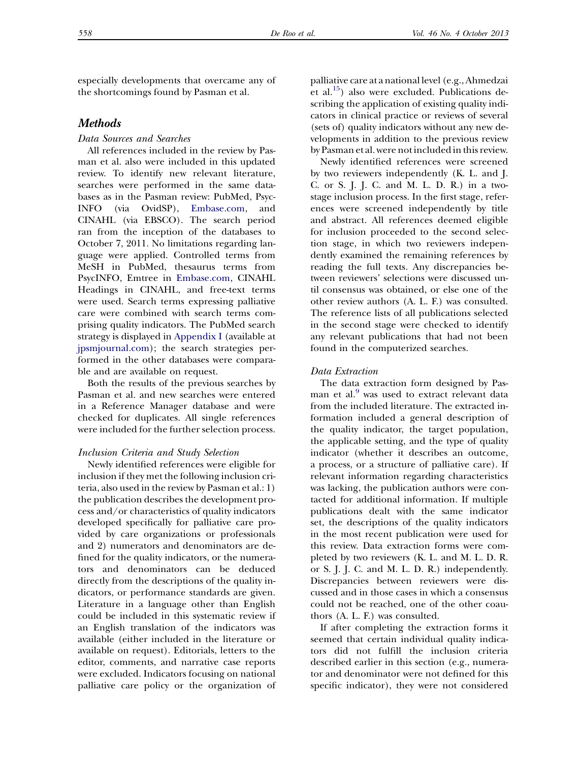especially developments that overcame any of the shortcomings found by Pasman et al.

## Methods

### Data Sources and Searches

All references included in the review by Pasman et al. also were included in this updated review. To identify new relevant literature, searches were performed in the same databases as in the Pasman review: PubMed, PsycINFO (via OvidSP), Embase.com, and CINAHL (via EBSCO). The search period ran from the inception of the databases to October 7, 2011. No limitations regarding language were applied. Controlled terms from MeSH in PubMed, thesaurus terms from PsycINFO, Emtree in Embase.com, CINAHL Headings in CINAHL, and free-text terms were used. Search terms expressing palliative care were combined with search terms comprising quality indicators. The PubMed search strategy is displayed in Appendix I (available at jpsmjournal.com); the search strategies performed in the other databases were comparable and are available on request.

Both the results of the previous searches by Pasman et al. and new searches were entered in a Reference Manager database and were checked for duplicates. All single references were included for the further selection process.

### Inclusion Criteria and Study Selection

Newly identified references were eligible for inclusion if they met the following inclusion criteria, also used in the review by Pasman et al.: 1) the publication describes the development process and/or characteristics of quality indicators developed specifically for palliative care provided by care organizations or professionals and 2) numerators and denominators are defined for the quality indicators, or the numerators and denominators can be deduced directly from the descriptions of the quality indicators, or performance standards are given. Literature in a language other than English could be included in this systematic review if an English translation of the indicators was available (either included in the literature or available on request). Editorials, letters to the editor, comments, and narrative case reports were excluded. Indicators focusing on national palliative care policy or the organization of palliative care at a national level (e.g., Ahmedzai et al.[15]) also were excluded. Publications describing the application of existing quality indicators in clinical practice or reviews of several (sets of) quality indicators without any new developments in addition to the previous review by Pasman et al. were not included in this review.

Newly identified references were screened by two reviewers independently (K. L. and J. C. or S. J. J. C. and M. L. D. R.) in a two-stage inclusion process. In the first stage, references were screened independently by title and abstract. All references deemed eligible for inclusion proceeded to the second selection stage, in which two reviewers independently examined the remaining references by reading the full texts. Any discrepancies between reviewers' selections were discussed until consensus was obtained, or else one of the other review authors (A. L. F.) was consulted. The reference lists of all publications selected in the second stage were checked to identify any relevant publications that had not been found in the computerized searches.

### Data Extraction

The data extraction form designed by Pasman et al.[9] was used to extract relevant data from the included literature. The extracted information included a general description of the quality indicator, the target population, the applicable setting, and the type of quality indicator (whether it describes an outcome, a process, or a structure of palliative care). If relevant information regarding characteristics was lacking, the publication authors were contacted for additional information. If multiple publications dealt with the same indicator set, the descriptions of the quality indicators in the most recent publication were used for this review. Data extraction forms were completed by two reviewers (K. L. and M. L. D. R. or S. J. J. C. and M. L. D. R.) independently. Discrepancies between reviewers were discussed and in those cases in which a consensus could not be reached, one of the other coauthors (A. L. F.) was consulted.

If after completing the extraction forms it seemed that certain individual quality indicators did not fulfill the inclusion criteria described earlier in this section (e.g., numerator and denominator were not defined for this specific indicator), they were not considered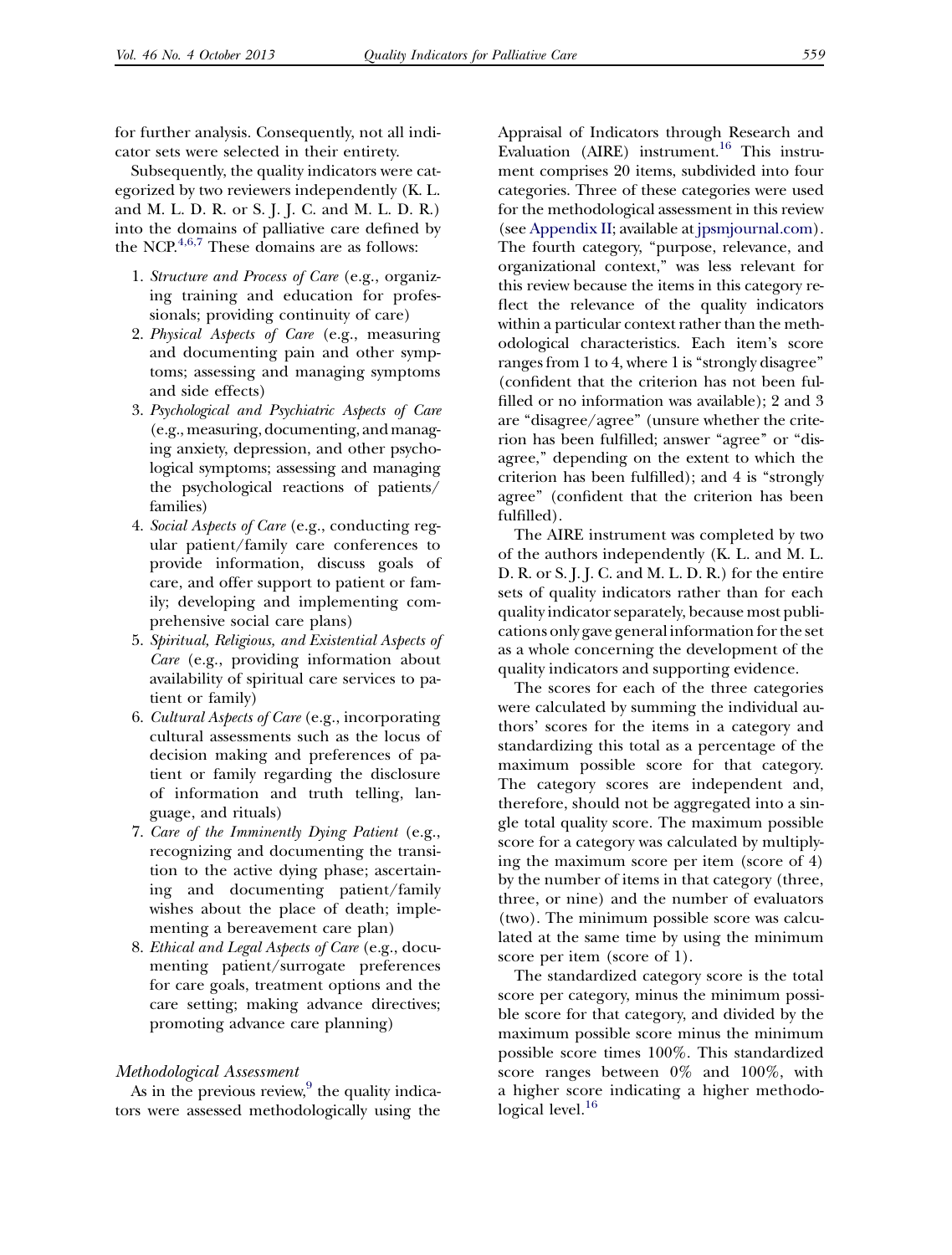for further analysis. Consequently, not all indicator sets were selected in their entirety.

Subsequently, the quality indicators were categorized by two reviewers independently (K. L. and M. L. D. R. or S. J. J. C. and M. L. D. R.) into the domains of palliative care defined by the NCP.[4,6,7] These domains are as follows:

1. *Structure and Process of Care* (e.g., organizing training and education for professionals; providing continuity of care)
2. *Physical Aspects of Care* (e.g., measuring and documenting pain and other symptoms; assessing and managing symptoms and side effects)
3. *Psychological and Psychiatric Aspects of Care* (e.g., measuring, documenting, and managing anxiety, depression, and other psychological symptoms; assessing and managing the psychological reactions of patients/families)
4. *Social Aspects of Care* (e.g., conducting regular patient/family care conferences to provide information, discuss goals of care, and offer support to patient or family; developing and implementing comprehensive social care plans)
5. *Spiritual, Religious, and Existential Aspects of Care* (e.g., providing information about availability of spiritual care services to patient or family)
6. *Cultural Aspects of Care* (e.g., incorporating cultural assessments such as the locus of decision making and preferences of patient or family regarding the disclosure of information and truth telling, language, and rituals)
7. *Care of the Imminently Dying Patient* (e.g., recognizing and documenting the transition to the active dying phase; ascertaining and documenting patient/family wishes about the place of death; implementing a bereavement care plan)
8. *Ethical and Legal Aspects of Care* (e.g., documenting patient/surrogate preferences for care goals, treatment options and the care setting; making advance directives; promoting advance care planning)

### *Methodological Assessment*

As in the previous review,[9] the quality indicators were assessed methodologically using the Appraisal of Indicators through Research and Evaluation (AIRE) instrument.[16] This instrument comprises 20 items, subdivided into four categories. Three of these categories were used for the methodological assessment in this review (see Appendix II; available at jpsmjournal.com). The fourth category, "purpose, relevance, and organizational context," was less relevant for this review because the items in this category reflect the relevance of the quality indicators within a particular context rather than the methodological characteristics. Each item's score ranges from 1 to 4, where 1 is "strongly disagree" (confident that the criterion has not been fulfilled or no information was available); 2 and 3 are "disagree/agree" (unsure whether the criterion has been fulfilled; answer "agree" or "disagree," depending on the extent to which the criterion has been fulfilled); and 4 is "strongly agree" (confident that the criterion has been fulfilled).

The AIRE instrument was completed by two of the authors independently (K. L. and M. L. D. R. or S. J. J. C. and M. L. D. R.) for the entire sets of quality indicators rather than for each quality indicator separately, because most publications only gave general information for the set as a whole concerning the development of the quality indicators and supporting evidence.

The scores for each of the three categories were calculated by summing the individual authors' scores for the items in a category and standardizing this total as a percentage of the maximum possible score for that category. The category scores are independent and, therefore, should not be aggregated into a single total quality score. The maximum possible score for a category was calculated by multiplying the maximum score per item (score of 4) by the number of items in that category (three, three, or nine) and the number of evaluators (two). The minimum possible score was calculated at the same time by using the minimum score per item (score of 1).

The standardized category score is the total score per category, minus the minimum possible score for that category, and divided by the maximum possible score minus the minimum possible score times 100%. This standardized score ranges between 0% and 100%, with a higher score indicating a higher methodological level.[16]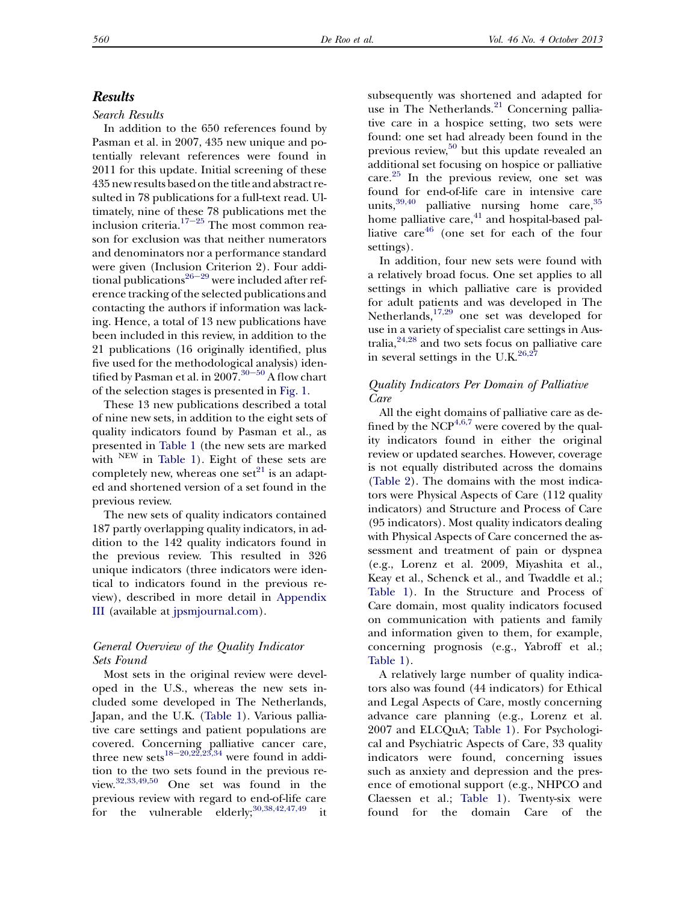## Results

### Search Results

In addition to the 650 references found by Pasman et al. in 2007, 435 new unique and potentially relevant references were found in 2011 for this update. Initial screening of these 435 new results based on the title and abstract resulted in 78 publications for a full-text read. Ultimately, nine of these 78 publications met the inclusion criteria.[17–25] The most common reason for exclusion was that neither numerators and denominators nor a performance standard were given (Inclusion Criterion 2). Four additional publications[26–29] were included after reference tracking of the selected publications and contacting the authors if information was lacking. Hence, a total of 13 new publications have been included in this review, in addition to the 21 publications (16 originally identified, plus five used for the methodological analysis) identified by Pasman et al. in 2007.[30–50] A flow chart of the selection stages is presented in Fig. 1.

These 13 new publications described a total of nine new sets, in addition to the eight sets of quality indicators found by Pasman et al., as presented in Table 1 (the new sets are marked with NEW in Table 1). Eight of these sets are completely new, whereas one set[21] is an adapted and shortened version of a set found in the previous review.

The new sets of quality indicators contained 187 partly overlapping quality indicators, in addition to the 142 quality indicators found in the previous review. This resulted in 326 unique indicators (three indicators were identical to indicators found in the previous review), described in more detail in Appendix III (available at jpsmjournal.com).

### General Overview of the Quality Indicator Sets Found

Most sets in the original review were developed in the U.S., whereas the new sets included some developed in The Netherlands, Japan, and the U.K. (Table 1). Various palliative care settings and patient populations are covered. Concerning palliative cancer care, three new sets[18–20,22,23,34] were found in addition to the two sets found in the previous review.[32,33,49,50] One set was found in the previous review with regard to end-of-life care for the vulnerable elderly;[30,38,42,47,49] it subsequently was shortened and adapted for use in The Netherlands.[21] Concerning palliative care in a hospice setting, two sets were found: one set had already been found in the previous review,[50] but this update revealed an additional set focusing on hospice or palliative care.[25] In the previous review, one set was found for end-of-life care in intensive care units,[39,40] palliative nursing home care,[35] home palliative care,[41] and hospital-based palliative care[46] (one set for each of the four settings).

In addition, four new sets were found with a relatively broad focus. One set applies to all settings in which palliative care is provided for adult patients and was developed in The Netherlands,[17,29] one set was developed for use in a variety of specialist care settings in Australia,[24,28] and two sets focus on palliative care in several settings in the U.K.[26,27]

### Quality Indicators Per Domain of Palliative Care

All the eight domains of palliative care as defined by the NCP[4,6,7] were covered by the quality indicators found in either the original review or updated searches. However, coverage is not equally distributed across the domains (Table 2). The domains with the most indicators were Physical Aspects of Care (112 quality indicators) and Structure and Process of Care (95 indicators). Most quality indicators dealing with Physical Aspects of Care concerned the assessment and treatment of pain or dyspnea (e.g., Lorenz et al. 2009, Miyashita et al., Keay et al., Schenck et al., and Twaddle et al.; Table 1). In the Structure and Process of Care domain, most quality indicators focused on communication with patients and family and information given to them, for example, concerning prognosis (e.g., Yabroff et al.; Table 1).

A relatively large number of quality indicators also was found (44 indicators) for Ethical and Legal Aspects of Care, mostly concerning advance care planning (e.g., Lorenz et al. 2007 and ELCQuA; Table 1). For Psychological and Psychiatric Aspects of Care, 33 quality indicators were found, concerning issues such as anxiety and depression and the presence of emotional support (e.g., NHPCO and Claessen et al.; Table 1). Twenty-six were found for the domain Care of the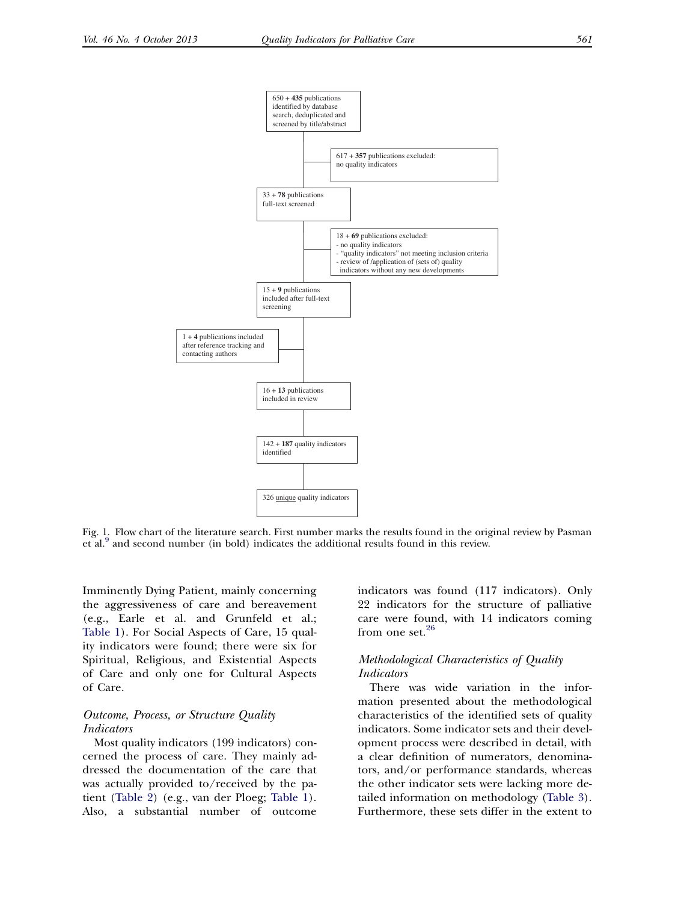650 + **435** publications identified by database search, deduplicated and screened by title/abstract

617 + **357** publications excluded: no quality indicators

33 + **78** publications full-text screened

18 + **69** publications excluded:
- no quality indicators
- "quality indicators" not meeting inclusion criteria
- review of /application of (sets of) quality indicators without any new developments

15 + **9** publications included after full-text screening

1 + **4** publications included after reference tracking and contacting authors

16 + **13** publications included in review

142 + **187** quality indicators identified

326 unique quality indicators

Fig. 1. Flow chart of the literature search. First number marks the results found in the original review by Pasman et al.[9] and second number (in bold) indicates the additional results found in this review.

Imminently Dying Patient, mainly concerning the aggressiveness of care and bereavement (e.g., Earle et al. and Grunfeld et al.; Table 1). For Social Aspects of Care, 15 quality indicators were found; there were six for Spiritual, Religious, and Existential Aspects of Care and only one for Cultural Aspects of Care.

### *Outcome, Process, or Structure Quality Indicators*

Most quality indicators (199 indicators) concerned the process of care. They mainly addressed the documentation of the care that was actually provided to/received by the patient (Table 2) (e.g., van der Ploeg; Table 1). Also, a substantial number of outcome indicators was found (117 indicators). Only 22 indicators for the structure of palliative care were found, with 14 indicators coming from one set.[26]

### *Methodological Characteristics of Quality Indicators*

There was wide variation in the information presented about the methodological characteristics of the identified sets of quality indicators. Some indicator sets and their development process were described in detail, with a clear definition of numerators, denominators, and/or performance standards, whereas the other indicator sets were lacking more detailed information on methodology (Table 3). Furthermore, these sets differ in the extent to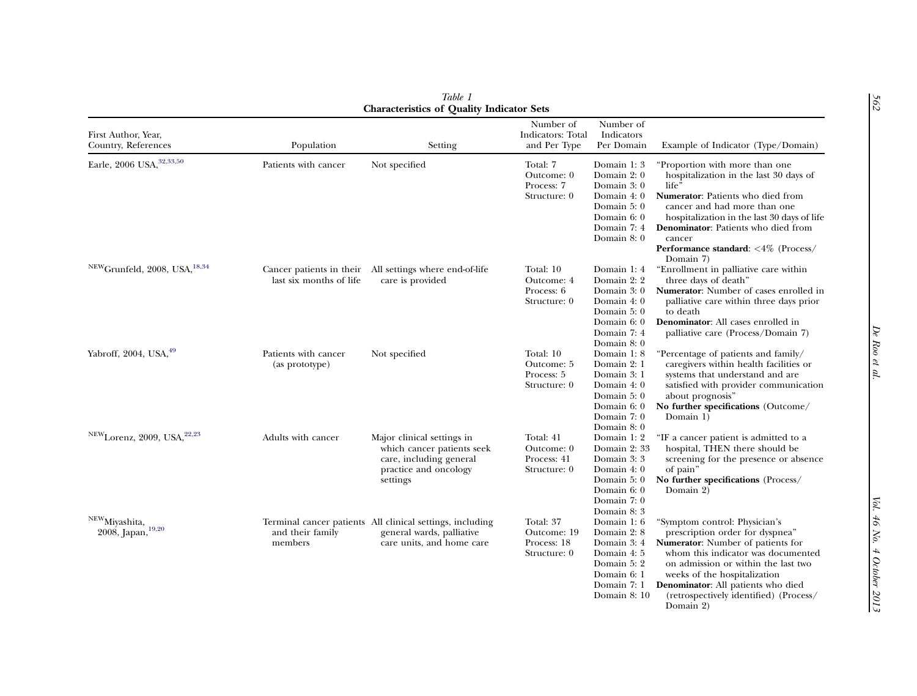*Table 1*
**Characteristics of Quality Indicator Sets**

| First Author, Year, Country, References | Population | Setting | Number of Indicators: Total and Per Type | Number of Indicators Per Domain | Example of Indicator (Type/Domain) |
|---|---|---|---|---|---|
| Earle, 2006 USA,[32,33,50] | Patients with cancer | Not specified | Total: 7<br>Outcome: 0<br>Process: 7<br>Structure: 0 | Domain 1: 3<br>Domain 2: 0<br>Domain 3: 0<br>Domain 4: 0<br>Domain 5: 0<br>Domain 6: 0<br>Domain 7: 4<br>Domain 8: 0 | "Proportion with more than one hospitalization in the last 30 days of life"<br>**Numerator**: Patients who died from cancer and had more than one hospitalization in the last 30 days of life<br>**Denominator**: Patients who died from cancer<br>**Performance standard**: <4% (Process/Domain 7) |
| [NEW]Grunfeld, 2008, USA,[18,34] | Cancer patients in their last six months of life | All settings where end-of-life care is provided | Total: 10<br>Outcome: 4<br>Process: 6<br>Structure: 0 | Domain 1: 4<br>Domain 2: 2<br>Domain 3: 0<br>Domain 4: 0<br>Domain 5: 0<br>Domain 6: 0<br>Domain 7: 4<br>Domain 8: 0 | "Enrollment in palliative care within three days of death"<br>**Numerator**: Number of cases enrolled in palliative care within three days prior to death<br>**Denominator**: All cases enrolled in palliative care (Process/Domain 7) |
| Yabroff, 2004, USA,[49] | Patients with cancer (as prototype) | Not specified | Total: 10<br>Outcome: 5<br>Process: 5<br>Structure: 0 | Domain 1: 8<br>Domain 2: 1<br>Domain 3: 1<br>Domain 4: 0<br>Domain 5: 0<br>Domain 6: 0<br>Domain 7: 0<br>Domain 8: 0 | "Percentage of patients and family/caregivers within health facilities or systems that understand and are satisfied with provider communication about prognosis"<br>**No further specifications** (Outcome/Domain 1) |
| [NEW]Lorenz, 2009, USA,[22,23] | Adults with cancer | Major clinical settings in which cancer patients seek care, including general practice and oncology settings | Total: 41<br>Outcome: 0<br>Process: 41<br>Structure: 0 | Domain 1: 2<br>Domain 2: 33<br>Domain 3: 3<br>Domain 4: 0<br>Domain 5: 0<br>Domain 6: 0<br>Domain 7: 0<br>Domain 8: 3 | "IF a cancer patient is admitted to a hospital, THEN there should be screening for the presence or absence of pain"<br>**No further specifications** (Process/Domain 2) |
| [NEW]Miyashita, 2008, Japan,[19,20] | Terminal cancer patients and their family members | All clinical settings, including general wards, palliative care units, and home care | Total: 37<br>Outcome: 19<br>Process: 18<br>Structure: 0 | Domain 1: 6<br>Domain 2: 8<br>Domain 3: 4<br>Domain 4: 5<br>Domain 5: 2<br>Domain 6: 1<br>Domain 7: 1<br>Domain 8: 10 | "Symptom control: Physician's prescription order for dyspnea"<br>**Numerator**: Number of patients for whom this indicator was documented on admission or within the last two weeks of the hospitalization<br>**Denominator**: All patients who died (retrospectively identified) (Process/Domain 2) |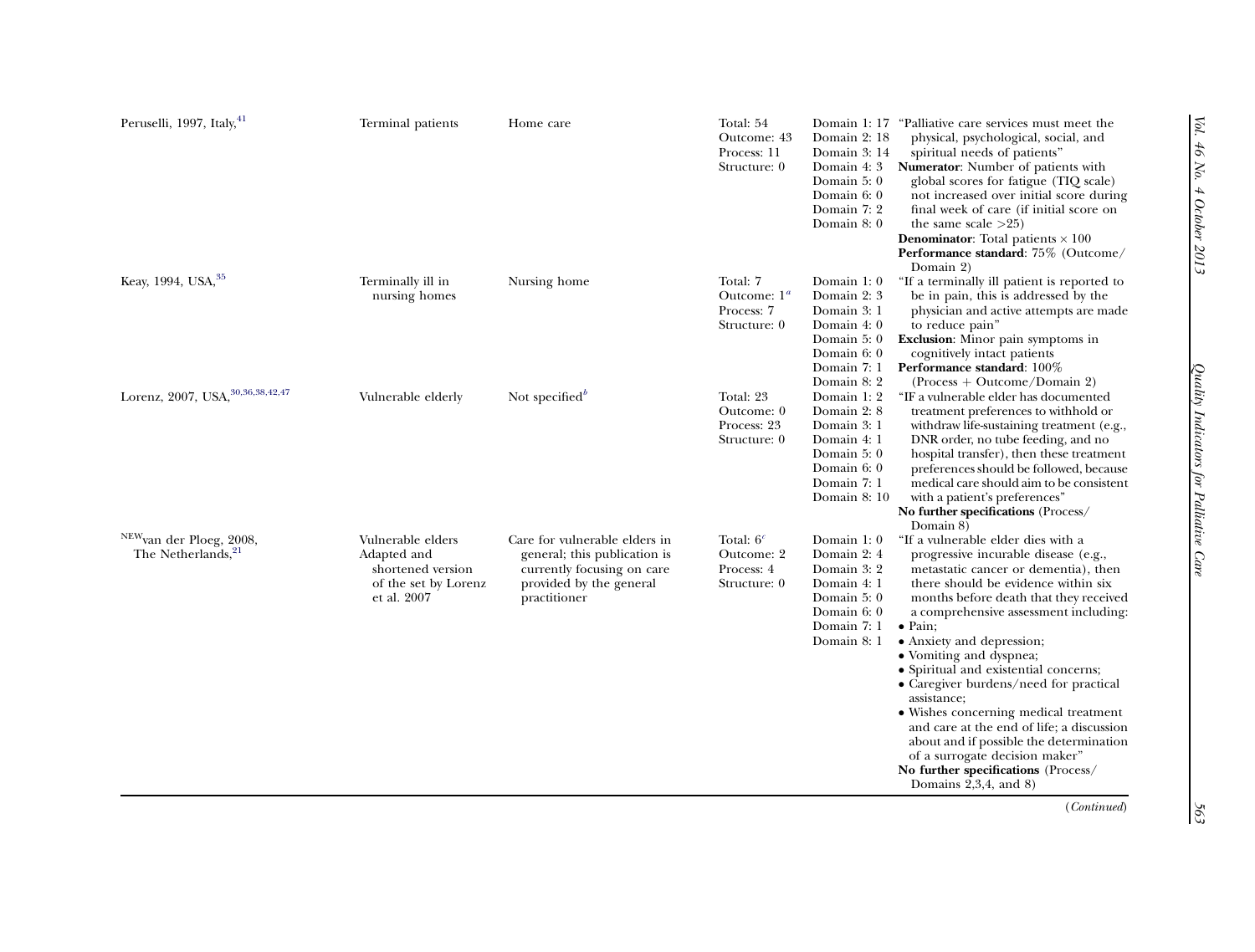| | | | | | |
|---|---|---|---|---|---|
| Peruselli, 1997, Italy,[41] | Terminal patients | Home care | Total: 54<br>Outcome: 43<br>Process: 11<br>Structure: 0 | Domain 1: 17<br>Domain 2: 18<br>Domain 3: 14<br>Domain 4: 3<br>Domain 5: 0<br>Domain 6: 0<br>Domain 7: 2<br>Domain 8: 0 | "Palliative care services must meet the physical, psychological, social, and spiritual needs of patients"<br>**Numerator**: Number of patients with global scores for fatigue (TIQ scale) not increased over initial score during final week of care (if initial score on the same scale >25)<br>**Denominator**: Total patients × 100<br>**Performance standard**: 75% (Outcome/Domain 2) |
| Keay, 1994, USA,[35] | Terminally ill in nursing homes | Nursing home | Total: 7<br>Outcome: 1[a]<br>Process: 7<br>Structure: 0 | Domain 1: 0<br>Domain 2: 3<br>Domain 3: 1<br>Domain 4: 0<br>Domain 5: 0<br>Domain 6: 0<br>Domain 7: 1<br>Domain 8: 2 | "If a terminally ill patient is reported to be in pain, this is addressed by the physician and active attempts are made to reduce pain"<br>**Exclusion**: Minor pain symptoms in cognitively intact patients<br>**Performance standard**: 100% (Process + Outcome/Domain 2) |
| Lorenz, 2007, USA,[30,36,38,42,47] | Vulnerable elderly | Not specified[b] | Total: 23<br>Outcome: 0<br>Process: 23<br>Structure: 0 | Domain 1: 2<br>Domain 2: 8<br>Domain 3: 1<br>Domain 4: 1<br>Domain 5: 0<br>Domain 6: 0<br>Domain 7: 1<br>Domain 8: 10 | "IF a vulnerable elder has documented treatment preferences to withhold or withdraw life-sustaining treatment (e.g., DNR order, no tube feeding, and no hospital transfer), then these treatment preferences should be followed, because medical care should aim to be consistent with a patient's preferences"<br>**No further specifications** (Process/Domain 8) |
| [NEW]van der Ploeg, 2008, The Netherlands,[21] | Vulnerable elders Adapted and shortened version of the set by Lorenz et al. 2007 | Care for vulnerable elders in general; this publication is currently focusing on care provided by the general practitioner | Total: 6[c]<br>Outcome: 2<br>Process: 4<br>Structure: 0 | Domain 1: 0<br>Domain 2: 4<br>Domain 3: 2<br>Domain 4: 1<br>Domain 5: 0<br>Domain 6: 0<br>Domain 7: 1<br>Domain 8: 1 | "If a vulnerable elder dies with a progressive incurable disease (e.g., metastatic cancer or dementia), then there should be evidence within six months before death that they received a comprehensive assessment including:<br>• Pain;<br>• Anxiety and depression;<br>• Vomiting and dyspnea;<br>• Spiritual and existential concerns;<br>• Caregiver burdens/need for practical assistance;<br>• Wishes concerning medical treatment and care at the end of life; a discussion about and if possible the determination of a surrogate decision maker"<br>**No further specifications** (Process/Domains 2,3,4, and 8) |

(*Continued*)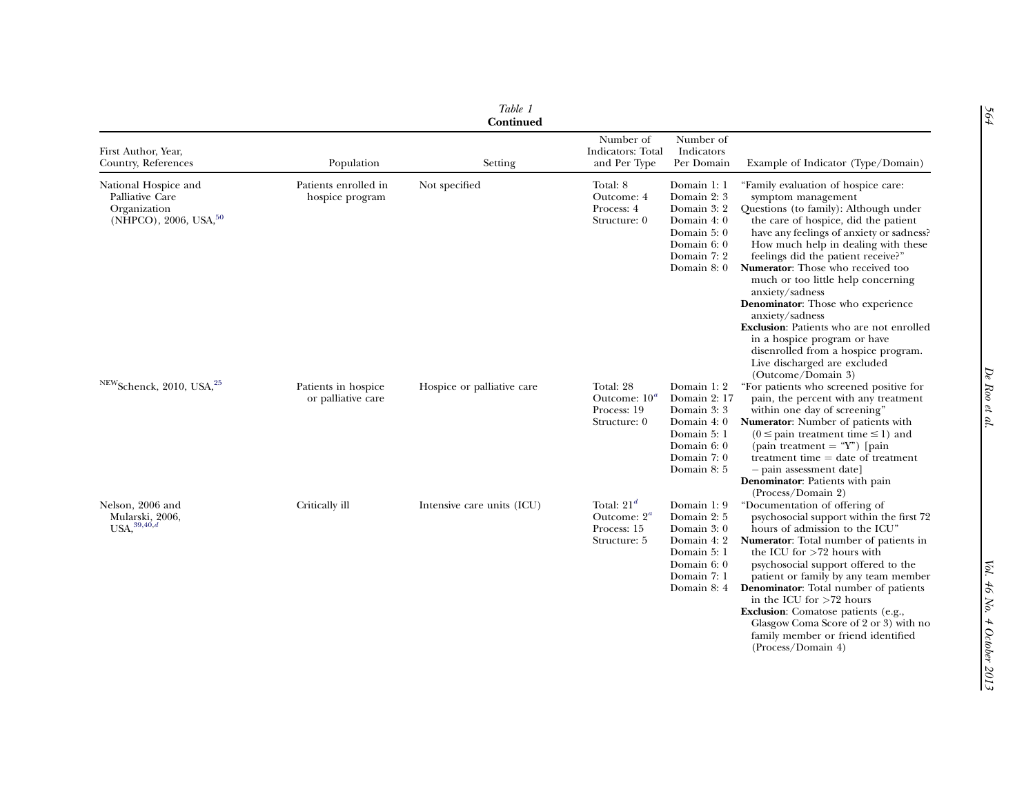*Table 1*
**Continued**

| First Author, Year, Country, References | Population | Setting | Number of Indicators: Total and Per Type | Number of Indicators Per Domain | Example of Indicator (Type/Domain) |
|---|---|---|---|---|---|
| National Hospice and Palliative Care Organization (NHPCO), 2006, USA,[50] | Patients enrolled in hospice program | Not specified | Total: 8<br>Outcome: 4<br>Process: 4<br>Structure: 0 | Domain 1: 1<br>Domain 2: 3<br>Domain 3: 2<br>Domain 4: 0<br>Domain 5: 0<br>Domain 6: 0<br>Domain 7: 2<br>Domain 8: 0 | "Family evaluation of hospice care: symptom management<br>Questions (to family): Although under the care of hospice, did the patient have any feelings of anxiety or sadness? How much help in dealing with these feelings did the patient receive?"<br>**Numerator**: Those who received too much or too little help concerning anxiety/sadness<br>**Denominator**: Those who experience anxiety/sadness<br>**Exclusion**: Patients who are not enrolled in a hospice program or have disenrolled from a hospice program. Live discharged are excluded (Outcome/Domain 3) |
| [NEW]Schenck, 2010, USA,[25] | Patients in hospice or palliative care | Hospice or palliative care | Total: 28<br>Outcome: 10[a]<br>Process: 19<br>Structure: 0 | Domain 1: 2<br>Domain 2: 17<br>Domain 3: 3<br>Domain 4: 0<br>Domain 5: 1<br>Domain 6: 0<br>Domain 7: 0<br>Domain 8: 5 | "For patients who screened positive for pain, the percent with any treatment within one day of screening"<br>**Numerator**: Number of patients with ($0 \leq$ pain treatment time $\leq 1$) and (pain treatment = "Y") [pain treatment time = date of treatment − pain assessment date]<br>**Denominator**: Patients with pain (Process/Domain 2) |
| Nelson, 2006 and Mularski, 2006, USA,[39,40,d] | Critically ill | Intensive care units (ICU) | Total: 21[d]<br>Outcome: 2[a]<br>Process: 15<br>Structure: 5 | Domain 1: 9<br>Domain 2: 5<br>Domain 3: 0<br>Domain 4: 2<br>Domain 5: 1<br>Domain 6: 0<br>Domain 7: 1<br>Domain 8: 4 | "Documentation of offering of psychosocial support within the first 72 hours of admission to the ICU"<br>**Numerator**: Total number of patients in the ICU for >72 hours with psychosocial support offered to the patient or family by any team member<br>**Denominator**: Total number of patients in the ICU for >72 hours<br>**Exclusion**: Comatose patients (e.g., Glasgow Coma Score of 2 or 3) with no family member or friend identified (Process/Domain 4) |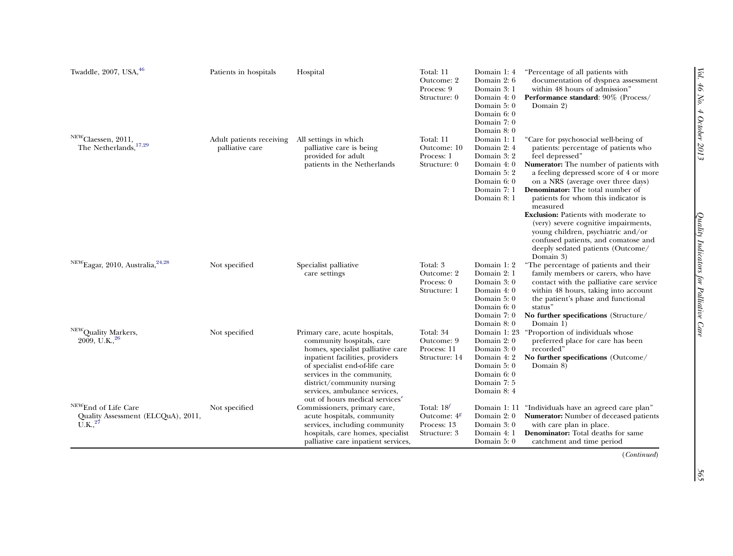| | | | | | |
|---|---|---|---|---|---|
| Twaddle, 2007, USA,[46] | Patients in hospitals | Hospital | Total: 11<br>Outcome: 2<br>Process: 9<br>Structure: 0 | Domain 1: 4<br>Domain 2: 6<br>Domain 3: 1<br>Domain 4: 0<br>Domain 5: 0<br>Domain 6: 0<br>Domain 7: 0<br>Domain 8: 0 | "Percentage of all patients with documentation of dyspnea assessment within 48 hours of admission"<br>**Performance standard**: 90% (Process/ Domain 2) |
| [NEW]Claessen, 2011, The Netherlands,[17,29] | Adult patients receiving palliative care | All settings in which palliative care is being provided for adult patients in the Netherlands | Total: 11<br>Outcome: 10<br>Process: 1<br>Structure: 0 | Domain 1: 1<br>Domain 2: 4<br>Domain 3: 2<br>Domain 4: 0<br>Domain 5: 2<br>Domain 6: 0<br>Domain 7: 1<br>Domain 8: 1 | "Care for psychosocial well-being of patients: percentage of patients who feel depressed"<br>**Numerator:** The number of patients with a feeling depressed score of 4 or more on a NRS (average over three days)<br>**Denominator:** The total number of patients for whom this indicator is measured<br>**Exclusion:** Patients with moderate to (very) severe cognitive impairments, young children, psychiatric and/or confused patients, and comatose and deeply sedated patients (Outcome/ Domain 3) |
| [NEW]Eagar, 2010, Australia,[24,28] | Not specified | Specialist palliative care settings | Total: 3<br>Outcome: 2<br>Process: 0<br>Structure: 1 | Domain 1: 2<br>Domain 2: 1<br>Domain 3: 0<br>Domain 4: 0<br>Domain 5: 0<br>Domain 6: 0<br>Domain 7: 0<br>Domain 8: 0 | "The percentage of patients and their family members or carers, who have contact with the palliative care service within 48 hours, taking into account the patient's phase and functional status"<br>**No further specifications** (Structure/ Domain 1) |
| [NEW]Quality Markers, 2009, U.K.,[26] | Not specified | Primary care, acute hospitals, community hospitals, care homes, specialist palliative care inpatient facilities, providers of specialist end-of-life care services in the community, district/community nursing services, ambulance services, out of hours medical services[e] | Total: 34<br>Outcome: 9<br>Process: 11<br>Structure: 14 | Domain 1: 23<br>Domain 2: 0<br>Domain 3: 0<br>Domain 4: 2<br>Domain 5: 0<br>Domain 6: 0<br>Domain 7: 5<br>Domain 8: 4 | "Proportion of individuals whose preferred place for care has been recorded"<br>**No further specifications** (Outcome/ Domain 8) |
| [NEW]End of Life Care Quality Assessment (ELCQuA), 2011, U.K.,[27] | Not specified | Commissioners, primary care, acute hospitals, community services, including community hospitals, care homes, specialist palliative care inpatient services, | Total: 18[f]<br>Outcome: 4[g]<br>Process: 13<br>Structure: 3 | Domain 1: 11<br>Domain 2: 0<br>Domain 3: 0<br>Domain 4: 1<br>Domain 5: 0 | "Individuals have an agreed care plan"<br>**Numerator:** Number of deceased patients with care plan in place.<br>**Denominator:** Total deaths for same catchment and time period |

(*Continued*)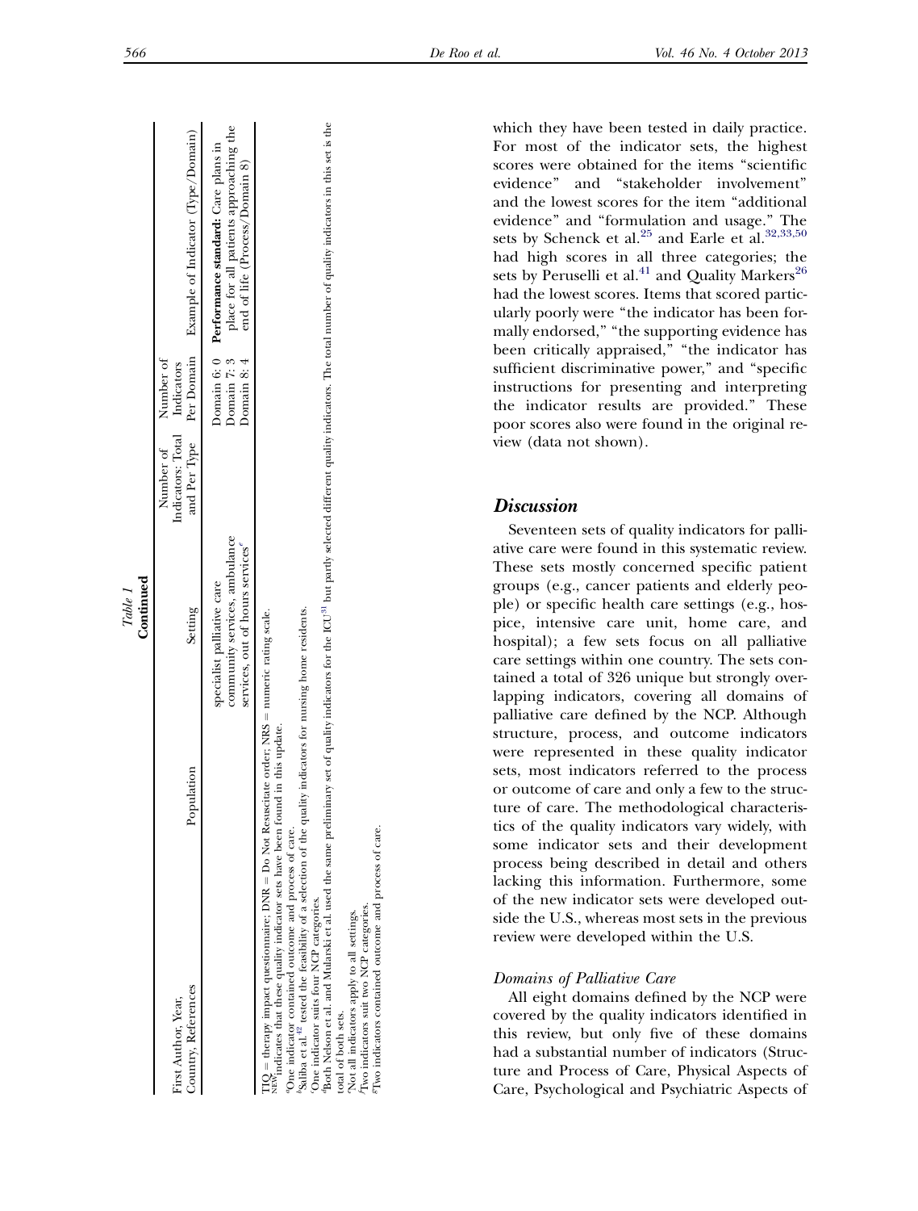*Table 1*
**Continued**

| First Author, Year, Country, References | Population | Setting | Number of Indicators: Total and Per Type | Number of Indicators Per Domain | Example of Indicator (Type/Domain) |
|---|---|---|---|---|---|
| | | specialist palliative care community services, ambulance services, out of hours services[e] | | Domain 6: 0 Domain 7: 3 Domain 8: 4 | **Performance standard**: Care plans in place for all patients approaching the end of life (Process/Domain 8) |

TIQ = therapy impact questionnaire; DNR = Do Not Resuscitate order; NRS = numeric rating scale.
[NEW]indicates that these quality indicator sets have been found in this update.
[a]One indicator contained outcome and process of care.
[b]Saliba et al.[42] tested the feasibility of a selection of the quality indicators for nursing home residents.
[c]One indicator suits four NCP categories.
[d]Both Nelson et al. and Mularski et al. used the same preliminary set of quality indicators for the ICU[31] but partly selected different quality indicators. The total number of quality indicators in this set is the total of both sets.
[e]Not all indicators apply to all settings.
[f]Two indicators suit two NCP categories.
[g]Two indicators contained outcome and process of care.

which they have been tested in daily practice. For most of the indicator sets, the highest scores were obtained for the items "scientific evidence" and "stakeholder involvement" and the lowest scores for the item "additional evidence" and "formulation and usage." The sets by Schenck et al.[25] and Earle et al.[32,33,50] had high scores in all three categories; the sets by Peruselli et al.[41] and Quality Markers[26] had the lowest scores. Items that scored particularly poorly were "the indicator has been formally endorsed," "the supporting evidence has been critically appraised," "the indicator has sufficient discriminative power," and "specific instructions for presenting and interpreting the indicator results are provided." These poor scores also were found in the original review (data not shown).

## Discussion

Seventeen sets of quality indicators for palliative care were found in this systematic review. These sets mostly concerned specific patient groups (e.g., cancer patients and elderly people) or specific health care settings (e.g., hospice, intensive care unit, home care, and hospital); a few sets focus on all palliative care settings within one country. The sets contained a total of 326 unique but strongly overlapping indicators, covering all domains of palliative care defined by the NCP. Although structure, process, and outcome indicators were represented in these quality indicator sets, most indicators referred to the process or outcome of care and only a few to the structure of care. The methodological characteristics of the quality indicators vary widely, with some indicator sets and their development process being described in detail and others lacking this information. Furthermore, some of the new indicator sets were developed outside the U.S., whereas most sets in the previous review were developed within the U.S.

### *Domains of Palliative Care*

All eight domains defined by the NCP were covered by the quality indicators identified in this review, but only five of these domains had a substantial number of indicators (Structure and Process of Care, Physical Aspects of Care, Psychological and Psychiatric Aspects of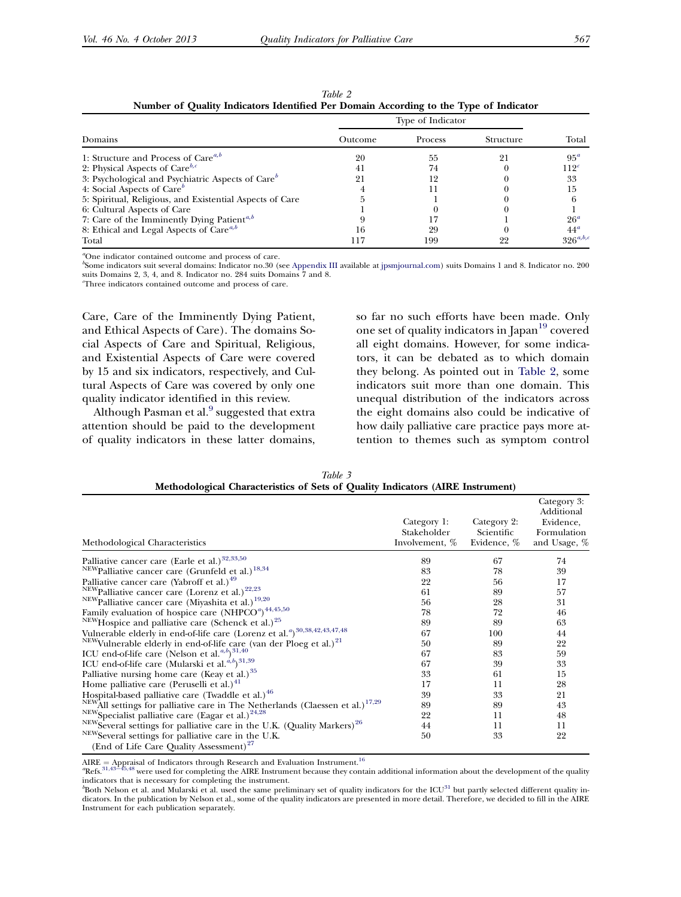Table 2
**Number of Quality Indicators Identified Per Domain According to the Type of Indicator**

| Domains | Type of Indicator | | | Total |
|---|---|---|---|---|
| | Outcome | Process | Structure | |
| 1: Structure and Process of Care[a,b] | 20 | 55 | 21 | 95[a] |
| 2: Physical Aspects of Care[b,c] | 41 | 74 | 0 | 112[c] |
| 3: Psychological and Psychiatric Aspects of Care[b] | 21 | 12 | 0 | 33 |
| 4: Social Aspects of Care[b] | 4 | 11 | 0 | 15 |
| 5: Spiritual, Religious, and Existential Aspects of Care | 5 | 1 | 0 | 6 |
| 6: Cultural Aspects of Care | 1 | 0 | 0 | 1 |
| 7: Care of the Imminently Dying Patient[a,b] | 9 | 17 | 1 | 26[a] |
| 8: Ethical and Legal Aspects of Care[a,b] | 16 | 29 | 0 | 44[a] |
| Total | 117 | 199 | 22 | 326[a,b,c] |

[a]One indicator contained outcome and process of care.
[b]Some indicators suit several domains: Indicator no.30 (see Appendix III available at jpsmjournal.com) suits Domains 1 and 8. Indicator no. 200 suits Domains 2, 3, 4, and 8. Indicator no. 284 suits Domains 7 and 8.
[c]Three indicators contained outcome and process of care.

Care, Care of the Imminently Dying Patient, and Ethical Aspects of Care). The domains Social Aspects of Care and Spiritual, Religious, and Existential Aspects of Care were covered by 15 and six indicators, respectively, and Cultural Aspects of Care was covered by only one quality indicator identified in this review.

Although Pasman et al.[9] suggested that extra attention should be paid to the development of quality indicators in these latter domains, so far no such efforts have been made. Only one set of quality indicators in Japan[19] covered all eight domains. However, for some indicators, it can be debated as to which domain they belong. As pointed out in Table 2, some indicators suit more than one domain. This unequal distribution of the indicators across the eight domains also could be indicative of how daily palliative care practice pays more attention to themes such as symptom control

Table 3
**Methodological Characteristics of Sets of Quality Indicators (AIRE Instrument)**

| Methodological Characteristics | Category 1: Stakeholder Involvement, % | Category 2: Scientific Evidence, % | Category 3: Additional Evidence, Formulation and Usage, % |
|---|---|---|---|
| Palliative cancer care (Earle et al.)[32,33,50] | 89 | 67 | 74 |
| [NEW]Palliative cancer care (Grunfeld et al.)[18,34] | 83 | 78 | 39 |
| Palliative cancer care (Yabroff et al.)[49] | 22 | 56 | 17 |
| [NEW]Palliative cancer care (Lorenz et al.)[22,23] | 61 | 89 | 57 |
| [NEW]Palliative cancer care (Miyashita et al.)[19,20] | 56 | 28 | 31 |
| Family evaluation of hospice care (NHPCO[a])[44,45,50] | 78 | 72 | 46 |
| [NEW]Hospice and palliative care (Schenck et al.)[25] | 89 | 89 | 63 |
| Vulnerable elderly in end-of-life care (Lorenz et al.[a])[30,38,42,43,47,48] | 67 | 100 | 44 |
| [NEW]Vulnerable elderly in end-of-life care (van der Ploeg et al.)[21] | 50 | 89 | 22 |
| ICU end-of-life care (Nelson et al.[a,b])[31,40] | 67 | 83 | 59 |
| ICU end-of-life care (Mularski et al.[a,b])[31,39] | 67 | 39 | 33 |
| Palliative nursing home care (Keay et al.)[35] | 33 | 61 | 15 |
| Home palliative care (Peruselli et al.)[41] | 17 | 11 | 28 |
| Hospital-based palliative care (Twaddle et al.)[46] | 39 | 33 | 21 |
| [NEW]All settings for palliative care in The Netherlands (Claessen et al.)[17,29] | 89 | 89 | 43 |
| [NEW]Specialist palliative care (Eagar et al.)[24,28] | 22 | 11 | 48 |
| [NEW]Several settings for palliative care in the U.K. (Quality Markers)[26] | 44 | 11 | 11 |
| [NEW]Several settings for palliative care in the U.K. (End of Life Care Quality Assessment)[27] | 50 | 33 | 22 |

AIRE = Appraisal of Indicators through Research and Evaluation Instrument.[16]
[a]Refs.[31,43–45,48] were used for completing the AIRE Instrument because they contain additional information about the development of the quality indicators that is necessary for completing the instrument.
[b]Both Nelson et al. and Mularski et al. used the same preliminary set of quality indicators for the ICU[31] but partly selected different quality indicators. In the publication by Nelson et al., some of the quality indicators are presented in more detail. Therefore, we decided to fill in the AIRE Instrument for each publication separately.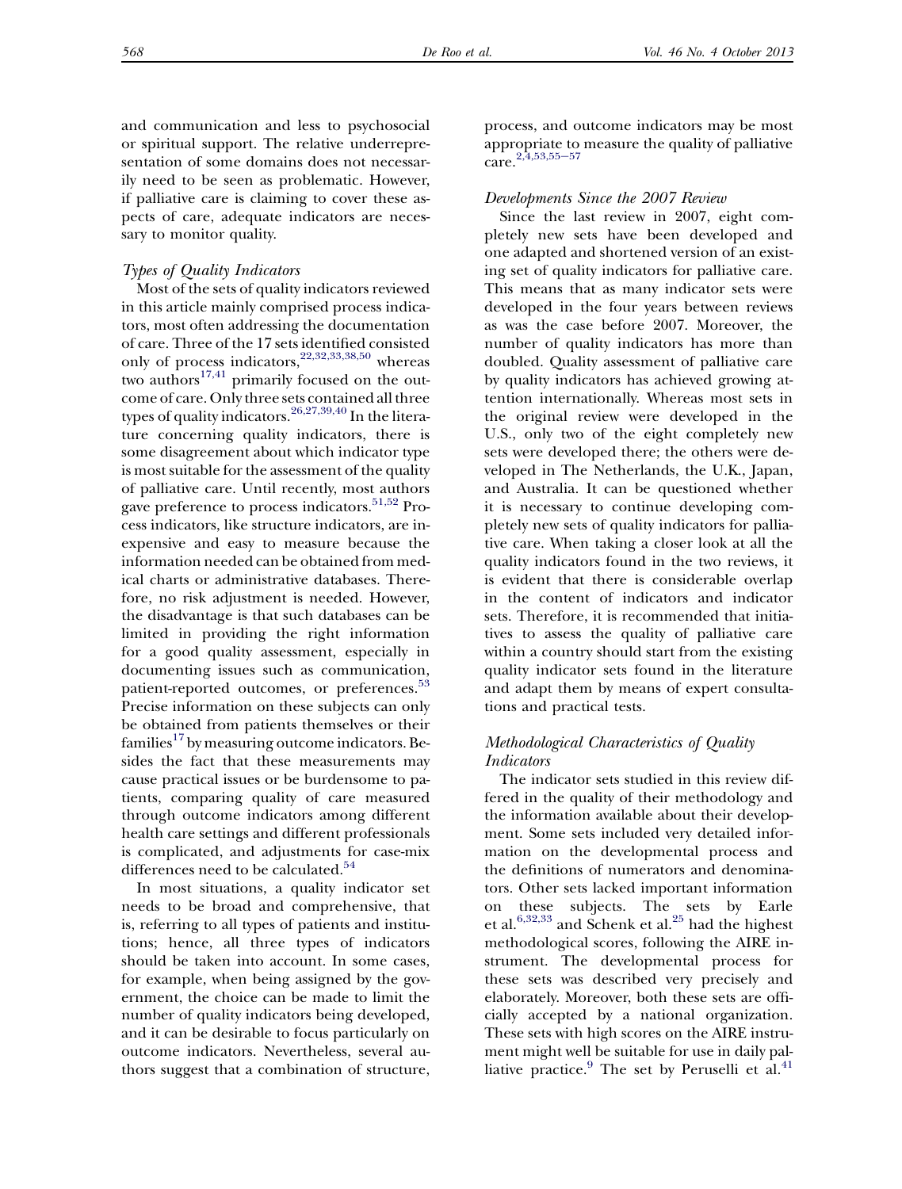and communication and less to psychosocial or spiritual support. The relative underrepresentation of some domains does not necessarily need to be seen as problematic. However, if palliative care is claiming to cover these aspects of care, adequate indicators are necessary to monitor quality.

### *Types of Quality Indicators*

Most of the sets of quality indicators reviewed in this article mainly comprised process indicators, most often addressing the documentation of care. Three of the 17 sets identified consisted only of process indicators,[22,32,33,38,50] whereas two authors[17,41] primarily focused on the outcome of care. Only three sets contained all three types of quality indicators.[26,27,39,40] In the literature concerning quality indicators, there is some disagreement about which indicator type is most suitable for the assessment of the quality of palliative care. Until recently, most authors gave preference to process indicators.[51,52] Process indicators, like structure indicators, are inexpensive and easy to measure because the information needed can be obtained from medical charts or administrative databases. Therefore, no risk adjustment is needed. However, the disadvantage is that such databases can be limited in providing the right information for a good quality assessment, especially in documenting issues such as communication, patient-reported outcomes, or preferences.[53] Precise information on these subjects can only be obtained from patients themselves or their families[17] by measuring outcome indicators. Besides the fact that these measurements may cause practical issues or be burdensome to patients, comparing quality of care measured through outcome indicators among different health care settings and different professionals is complicated, and adjustments for case-mix differences need to be calculated.[54]

In most situations, a quality indicator set needs to be broad and comprehensive, that is, referring to all types of patients and institutions; hence, all three types of indicators should be taken into account. In some cases, for example, when being assigned by the government, the choice can be made to limit the number of quality indicators being developed, and it can be desirable to focus particularly on outcome indicators. Nevertheless, several authors suggest that a combination of structure, process, and outcome indicators may be most appropriate to measure the quality of palliative care.[2,4,53,55–57]

### *Developments Since the 2007 Review*

Since the last review in 2007, eight completely new sets have been developed and one adapted and shortened version of an existing set of quality indicators for palliative care. This means that as many indicator sets were developed in the four years between reviews as was the case before 2007. Moreover, the number of quality indicators has more than doubled. Quality assessment of palliative care by quality indicators has achieved growing attention internationally. Whereas most sets in the original review were developed in the U.S., only two of the eight completely new sets were developed there; the others were developed in The Netherlands, the U.K., Japan, and Australia. It can be questioned whether it is necessary to continue developing completely new sets of quality indicators for palliative care. When taking a closer look at all the quality indicators found in the two reviews, it is evident that there is considerable overlap in the content of indicators and indicator sets. Therefore, it is recommended that initiatives to assess the quality of palliative care within a country should start from the existing quality indicator sets found in the literature and adapt them by means of expert consultations and practical tests.

### *Methodological Characteristics of Quality Indicators*

The indicator sets studied in this review differed in the quality of their methodology and the information available about their development. Some sets included very detailed information on the developmental process and the definitions of numerators and denominators. Other sets lacked important information on these subjects. The sets by Earle et al.[6,32,33] and Schenk et al.[25] had the highest methodological scores, following the AIRE instrument. The developmental process for these sets was described very precisely and elaborately. Moreover, both these sets are officially accepted by a national organization. These sets with high scores on the AIRE instrument might well be suitable for use in daily palliative practice.[9] The set by Peruselli et al.[41]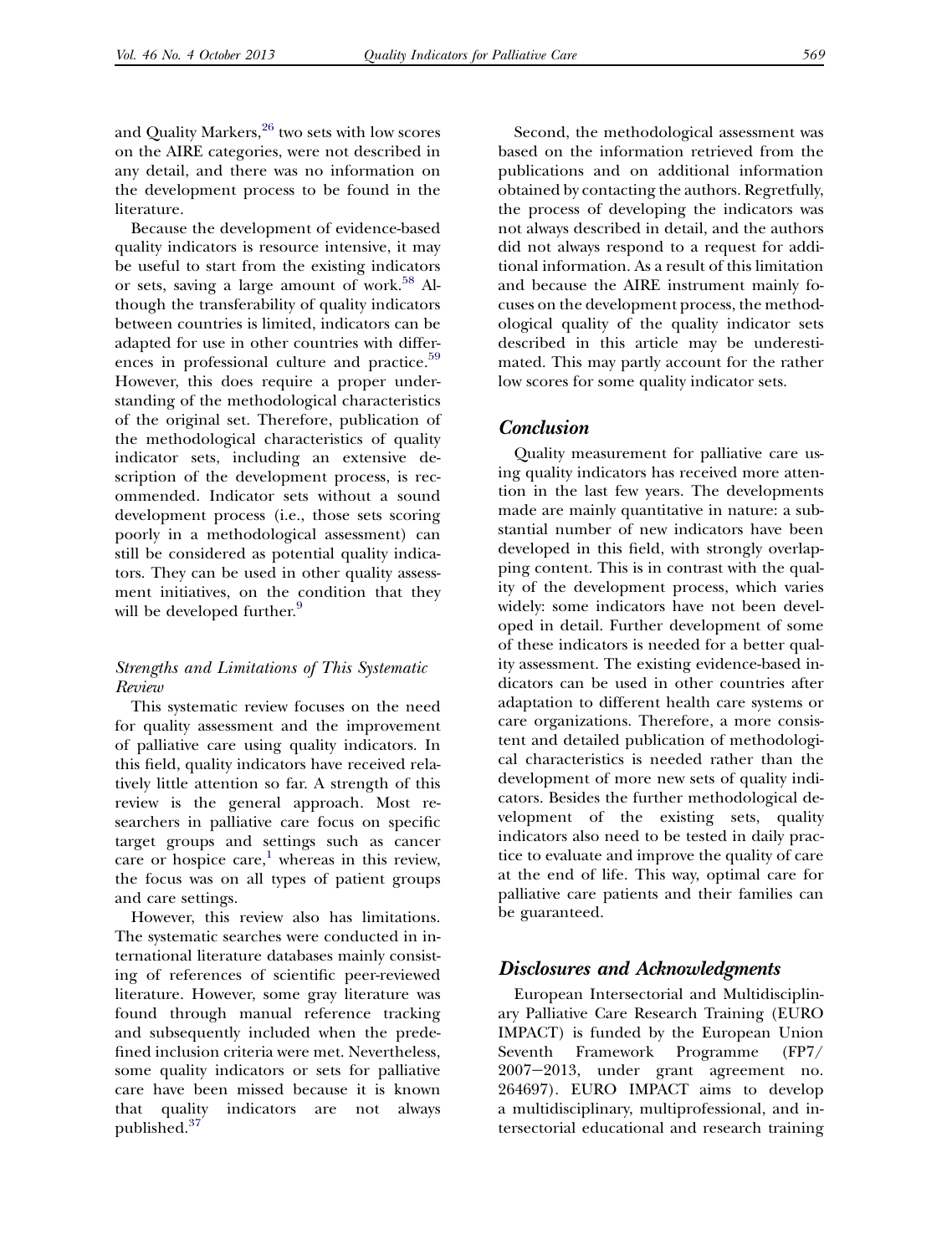and Quality Markers,[26] two sets with low scores on the AIRE categories, were not described in any detail, and there was no information on the development process to be found in the literature.

Because the development of evidence-based quality indicators is resource intensive, it may be useful to start from the existing indicators or sets, saving a large amount of work.[58] Although the transferability of quality indicators between countries is limited, indicators can be adapted for use in other countries with differences in professional culture and practice.[59] However, this does require a proper understanding of the methodological characteristics of the original set. Therefore, publication of the methodological characteristics of quality indicator sets, including an extensive description of the development process, is recommended. Indicator sets without a sound development process (i.e., those sets scoring poorly in a methodological assessment) can still be considered as potential quality indicators. They can be used in other quality assessment initiatives, on the condition that they will be developed further.[9]

### *Strengths and Limitations of This Systematic Review*

This systematic review focuses on the need for quality assessment and the improvement of palliative care using quality indicators. In this field, quality indicators have received relatively little attention so far. A strength of this review is the general approach. Most researchers in palliative care focus on specific target groups and settings such as cancer care or hospice care,[1] whereas in this review, the focus was on all types of patient groups and care settings.

However, this review also has limitations. The systematic searches were conducted in international literature databases mainly consisting of references of scientific peer-reviewed literature. However, some gray literature was found through manual reference tracking and subsequently included when the predefined inclusion criteria were met. Nevertheless, some quality indicators or sets for palliative care have been missed because it is known that quality indicators are not always published.[37]

Second, the methodological assessment was based on the information retrieved from the publications and on additional information obtained by contacting the authors. Regretfully, the process of developing the indicators was not always described in detail, and the authors did not always respond to a request for additional information. As a result of this limitation and because the AIRE instrument mainly focuses on the development process, the methodological quality of the quality indicator sets described in this article may be underestimated. This may partly account for the rather low scores for some quality indicator sets.

## Conclusion

Quality measurement for palliative care using quality indicators has received more attention in the last few years. The developments made are mainly quantitative in nature: a substantial number of new indicators have been developed in this field, with strongly overlapping content. This is in contrast with the quality of the development process, which varies widely: some indicators have not been developed in detail. Further development of some of these indicators is needed for a better quality assessment. The existing evidence-based indicators can be used in other countries after adaptation to different health care systems or care organizations. Therefore, a more consistent and detailed publication of methodological characteristics is needed rather than the development of more new sets of quality indicators. Besides the further methodological development of the existing sets, quality indicators also need to be tested in daily practice to evaluate and improve the quality of care at the end of life. This way, optimal care for palliative care patients and their families can be guaranteed.

## Disclosures and Acknowledgments

European Intersectorial and Multidisciplinary Palliative Care Research Training (EURO IMPACT) is funded by the European Union Seventh Framework Programme (FP7/2007–2013, under grant agreement no. 264697). EURO IMPACT aims to develop a multidisciplinary, multiprofessional, and intersectorial educational and research training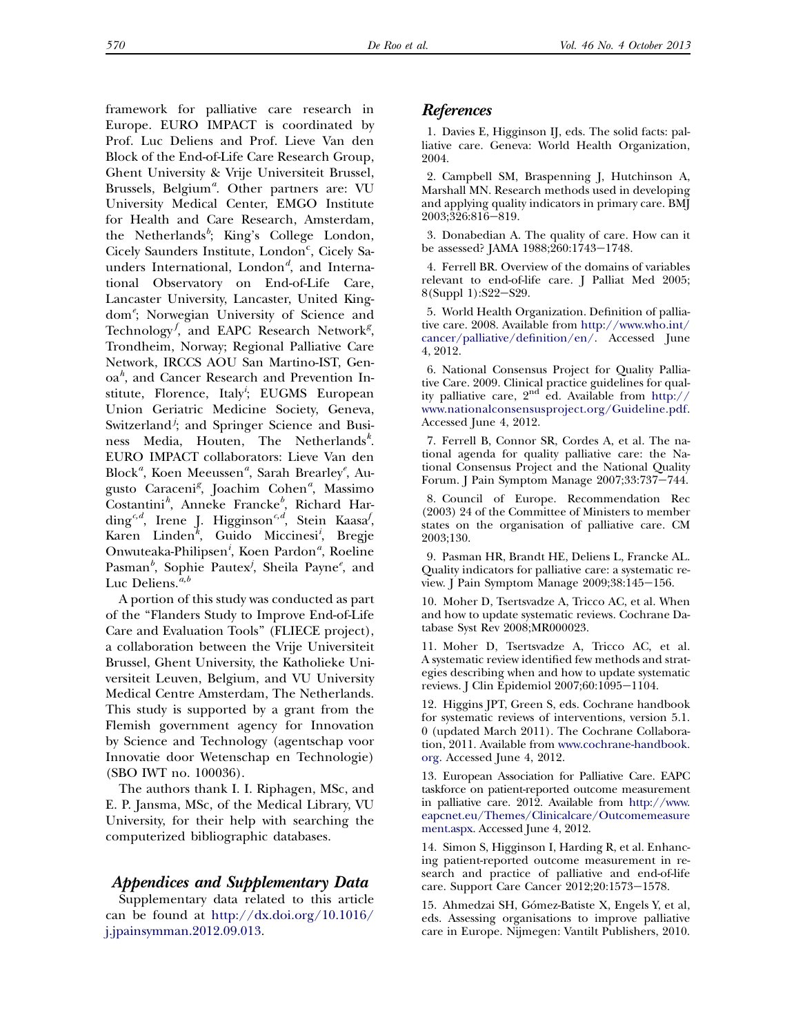framework for palliative care research in Europe. EURO IMPACT is coordinated by Prof. Luc Deliens and Prof. Lieve Van den Block of the End-of-Life Care Research Group, Ghent University & Vrije Universiteit Brussel, Brussels, Belgium[a]. Other partners are: VU University Medical Center, EMGO Institute for Health and Care Research, Amsterdam, the Netherlands[b]; King's College London, Cicely Saunders Institute, London[c], Cicely Saunders International, London[d], and International Observatory on End-of-Life Care, Lancaster University, Lancaster, United Kingdom[e]; Norwegian University of Science and Technology[f], and EAPC Research Network[g], Trondheim, Norway; Regional Palliative Care Network, IRCCS AOU San Martino-IST, Genoa[h], and Cancer Research and Prevention Institute, Florence, Italy[i]; EUGMS European Union Geriatric Medicine Society, Geneva, Switzerland[j]; and Springer Science and Business Media, Houten, The Netherlands[k]. EURO IMPACT collaborators: Lieve Van den Block[a], Koen Meeussen[a], Sarah Brearley[e], Augusto Caraceni[g], Joachim Cohen[a], Massimo Costantini[h], Anneke Francke[b], Richard Harding[c,d], Irene J. Higginson[c,d], Stein Kaasa[f], Karen Linden[k], Guido Miccinesi[i], Bregje Onwuteaka-Philipsen[i], Koen Pardon[a], Roeline Pasman[b], Sophie Pautex[j], Sheila Payne[e], and Luc Deliens.[a,b]

A portion of this study was conducted as part of the "Flanders Study to Improve End-of-Life Care and Evaluation Tools" (FLIECE project), a collaboration between the Vrije Universiteit Brussel, Ghent University, the Katholieke Universiteit Leuven, Belgium, and VU University Medical Centre Amsterdam, The Netherlands. This study is supported by a grant from the Flemish government agency for Innovation by Science and Technology (agentschap voor Innovatie door Wetenschap en Technologie) (SBO IWT no. 100036).

The authors thank I. I. Riphagen, MSc, and E. P. Jansma, MSc, of the Medical Library, VU University, for their help with searching the computerized bibliographic databases.

## Appendices and Supplementary Data

Supplementary data related to this article can be found at http://dx.doi.org/10.1016/j.jpainsymman.2012.09.013.

## References

1. Davies E, Higginson IJ, eds. The solid facts: palliative care. Geneva: World Health Organization, 2004.

2. Campbell SM, Braspenning J, Hutchinson A, Marshall MN. Research methods used in developing and applying quality indicators in primary care. BMJ 2003;326:816–819.

3. Donabedian A. The quality of care. How can it be assessed? JAMA 1988;260:1743–1748.

4. Ferrell BR. Overview of the domains of variables relevant to end-of-life care. J Palliat Med 2005; 8(Suppl 1):S22–S29.

5. World Health Organization. Definition of palliative care. 2008. Available from http://www.who.int/cancer/palliative/definition/en/. Accessed June 4, 2012.

6. National Consensus Project for Quality Palliative Care. 2009. Clinical practice guidelines for quality palliative care, 2nd ed. Available from http://www.nationalconsensusproject.org/Guideline.pdf. Accessed June 4, 2012.

7. Ferrell B, Connor SR, Cordes A, et al. The national agenda for quality palliative care: the National Consensus Project and the National Quality Forum. J Pain Symptom Manage 2007;33:737–744.

8. Council of Europe. Recommendation Rec (2003) 24 of the Committee of Ministers to member states on the organisation of palliative care. CM 2003;130.

9. Pasman HR, Brandt HE, Deliens L, Francke AL. Quality indicators for palliative care: a systematic review. J Pain Symptom Manage 2009;38:145–156.

10. Moher D, Tsertsvadze A, Tricco AC, et al. When and how to update systematic reviews. Cochrane Database Syst Rev 2008;MR000023.

11. Moher D, Tsertsvadze A, Tricco AC, et al. A systematic review identified few methods and strategies describing when and how to update systematic reviews. J Clin Epidemiol 2007;60:1095–1104.

12. Higgins JPT, Green S, eds. Cochrane handbook for systematic reviews of interventions, version 5.1.0 (updated March 2011). The Cochrane Collaboration, 2011. Available from www.cochrane-handbook.org. Accessed June 4, 2012.

13. European Association for Palliative Care. EAPC taskforce on patient-reported outcome measurement in palliative care. 2012. Available from http://www.eapcnet.eu/Themes/Clinicalcare/Outcomemeasurement.aspx. Accessed June 4, 2012.

14. Simon S, Higginson I, Harding R, et al. Enhancing patient-reported outcome measurement in research and practice of palliative and end-of-life care. Support Care Cancer 2012;20:1573–1578.

15. Ahmedzai SH, Gómez-Batiste X, Engels Y, et al, eds. Assessing organisations to improve palliative care in Europe. Nijmegen: Vantilt Publishers, 2010.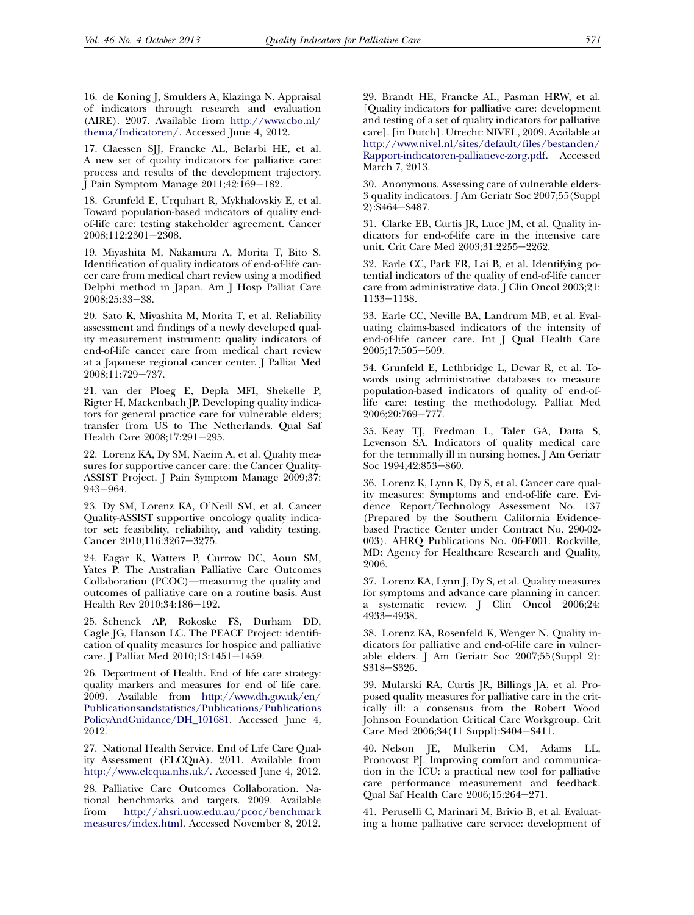16. de Koning J, Smulders A, Klazinga N. Appraisal of indicators through research and evaluation (AIRE). 2007. Available from http://www.cbo.nl/thema/Indicatoren/. Accessed June 4, 2012.

17. Claessen SJJ, Francke AL, Belarbi HE, et al. A new set of quality indicators for palliative care: process and results of the development trajectory. J Pain Symptom Manage 2011;42:169–182.

18. Grunfeld E, Urquhart R, Mykhalovskiy E, et al. Toward population-based indicators of quality end-of-life care: testing stakeholder agreement. Cancer 2008;112:2301–2308.

19. Miyashita M, Nakamura A, Morita T, Bito S. Identification of quality indicators of end-of-life cancer care from medical chart review using a modified Delphi method in Japan. Am J Hosp Palliat Care 2008;25:33–38.

20. Sato K, Miyashita M, Morita T, et al. Reliability assessment and findings of a newly developed quality measurement instrument: quality indicators of end-of-life cancer care from medical chart review at a Japanese regional cancer center. J Palliat Med 2008;11:729–737.

21. van der Ploeg E, Depla MFI, Shekelle P, Rigter H, Mackenbach JP. Developing quality indicators for general practice care for vulnerable elders; transfer from US to The Netherlands. Qual Saf Health Care 2008;17:291–295.

22. Lorenz KA, Dy SM, Naeim A, et al. Quality measures for supportive cancer care: the Cancer Quality-ASSIST Project. J Pain Symptom Manage 2009;37:943–964.

23. Dy SM, Lorenz KA, O'Neill SM, et al. Cancer Quality-ASSIST supportive oncology quality indicator set: feasibility, reliability, and validity testing. Cancer 2010;116:3267–3275.

24. Eagar K, Watters P, Currow DC, Aoun SM, Yates P. The Australian Palliative Care Outcomes Collaboration (PCOC)—measuring the quality and outcomes of palliative care on a routine basis. Aust Health Rev 2010;34:186–192.

25. Schenck AP, Rokoske FS, Durham DD, Cagle JG, Hanson LC. The PEACE Project: identification of quality measures for hospice and palliative care. J Palliat Med 2010;13:1451–1459.

26. Department of Health. End of life care strategy: quality markers and measures for end of life care. 2009. Available from http://www.dh.gov.uk/en/Publicationsandstatistics/Publications/PublicationsPolicyAndGuidance/DH_101681. Accessed June 4, 2012.

27. National Health Service. End of Life Care Quality Assessment (ELCQuA). 2011. Available from http://www.elcqua.nhs.uk/. Accessed June 4, 2012.

28. Palliative Care Outcomes Collaboration. National benchmarks and targets. 2009. Available from http://ahsri.uow.edu.au/pcoc/benchmarkmeasures/index.html. Accessed November 8, 2012.

29. Brandt HE, Francke AL, Pasman HRW, et al. [Quality indicators for palliative care: development and testing of a set of quality indicators for palliative care]. [in Dutch]. Utrecht: NIVEL, 2009. Available at http://www.nivel.nl/sites/default/files/bestanden/Rapport-indicatoren-palliatieve-zorg.pdf. Accessed March 7, 2013.

30. Anonymous. Assessing care of vulnerable elders-3 quality indicators. J Am Geriatr Soc 2007;55(Suppl 2):S464–S487.

31. Clarke EB, Curtis JR, Luce JM, et al. Quality indicators for end-of-life care in the intensive care unit. Crit Care Med 2003;31:2255–2262.

32. Earle CC, Park ER, Lai B, et al. Identifying potential indicators of the quality of end-of-life cancer care from administrative data. J Clin Oncol 2003;21:1133–1138.

33. Earle CC, Neville BA, Landrum MB, et al. Evaluating claims-based indicators of the intensity of end-of-life cancer care. Int J Qual Health Care 2005;17:505–509.

34. Grunfeld E, Lethbridge L, Dewar R, et al. Towards using administrative databases to measure population-based indicators of quality of end-of-life care: testing the methodology. Palliat Med 2006;20:769–777.

35. Keay TJ, Fredman L, Taler GA, Datta S, Levenson SA. Indicators of quality medical care for the terminally ill in nursing homes. J Am Geriatr Soc 1994;42:853–860.

36. Lorenz K, Lynn K, Dy S, et al. Cancer care quality measures: Symptoms and end-of-life care. Evidence Report/Technology Assessment No. 137 (Prepared by the Southern California Evidence-based Practice Center under Contract No. 290-02-003). AHRQ Publications No. 06-E001. Rockville, MD: Agency for Healthcare Research and Quality, 2006.

37. Lorenz KA, Lynn J, Dy S, et al. Quality measures for symptoms and advance care planning in cancer: a systematic review. J Clin Oncol 2006;24:4933–4938.

38. Lorenz KA, Rosenfeld K, Wenger N. Quality indicators for palliative and end-of-life care in vulnerable elders. J Am Geriatr Soc 2007;55(Suppl 2):S318–S326.

39. Mularski RA, Curtis JR, Billings JA, et al. Proposed quality measures for palliative care in the critically ill: a consensus from the Robert Wood Johnson Foundation Critical Care Workgroup. Crit Care Med 2006;34(11 Suppl):S404–S411.

40. Nelson JE, Mulkerin CM, Adams LL, Pronovost PJ. Improving comfort and communication in the ICU: a practical new tool for palliative care performance measurement and feedback. Qual Saf Health Care 2006;15:264–271.

41. Peruselli C, Marinari M, Brivio B, et al. Evaluating a home palliative care service: development of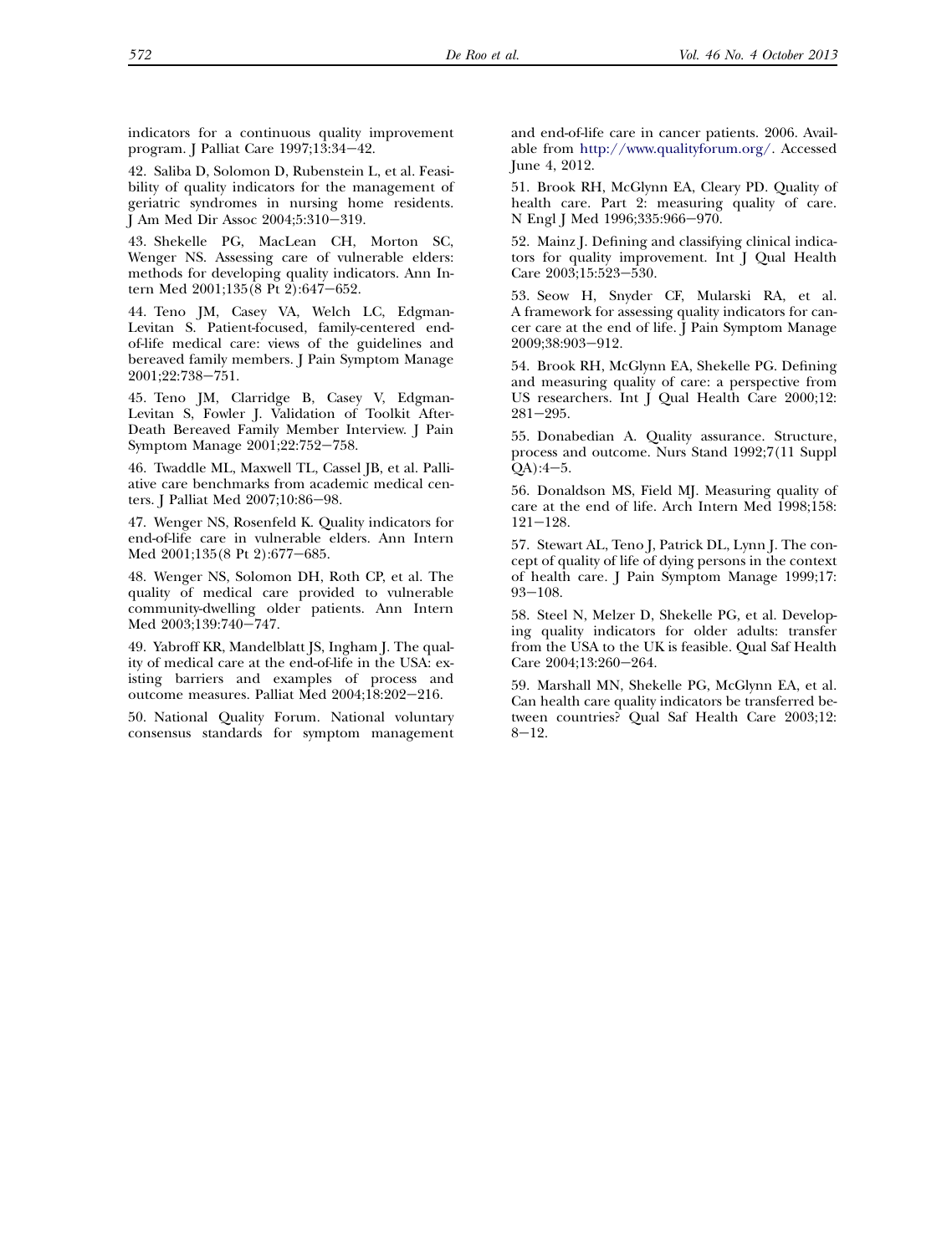indicators for a continuous quality improvement program. J Palliat Care 1997;13:34–42.

42. Saliba D, Solomon D, Rubenstein L, et al. Feasibility of quality indicators for the management of geriatric syndromes in nursing home residents. J Am Med Dir Assoc 2004;5:310–319.

43. Shekelle PG, MacLean CH, Morton SC, Wenger NS. Assessing care of vulnerable elders: methods for developing quality indicators. Ann Intern Med 2001;135(8 Pt 2):647–652.

44. Teno JM, Casey VA, Welch LC, Edgman-Levitan S. Patient-focused, family-centered end-of-life medical care: views of the guidelines and bereaved family members. J Pain Symptom Manage 2001;22:738–751.

45. Teno JM, Clarridge B, Casey V, Edgman-Levitan S, Fowler J. Validation of Toolkit After-Death Bereaved Family Member Interview. J Pain Symptom Manage 2001;22:752–758.

46. Twaddle ML, Maxwell TL, Cassel JB, et al. Palliative care benchmarks from academic medical centers. J Palliat Med 2007;10:86–98.

47. Wenger NS, Rosenfeld K. Quality indicators for end-of-life care in vulnerable elders. Ann Intern Med 2001;135(8 Pt 2):677–685.

48. Wenger NS, Solomon DH, Roth CP, et al. The quality of medical care provided to vulnerable community-dwelling older patients. Ann Intern Med 2003;139:740–747.

49. Yabroff KR, Mandelblatt JS, Ingham J. The quality of medical care at the end-of-life in the USA: existing barriers and examples of process and outcome measures. Palliat Med 2004;18:202–216.

50. National Quality Forum. National voluntary consensus standards for symptom management and end-of-life care in cancer patients. 2006. Available from http://www.qualityforum.org/. Accessed June 4, 2012.

51. Brook RH, McGlynn EA, Cleary PD. Quality of health care. Part 2: measuring quality of care. N Engl J Med 1996;335:966–970.

52. Mainz J. Defining and classifying clinical indicators for quality improvement. Int J Qual Health Care 2003;15:523–530.

53. Seow H, Snyder CF, Mularski RA, et al. A framework for assessing quality indicators for cancer care at the end of life. J Pain Symptom Manage 2009;38:903–912.

54. Brook RH, McGlynn EA, Shekelle PG. Defining and measuring quality of care: a perspective from US researchers. Int J Qual Health Care 2000;12: 281–295.

55. Donabedian A. Quality assurance. Structure, process and outcome. Nurs Stand 1992;7(11 Suppl QA):4–5.

56. Donaldson MS, Field MJ. Measuring quality of care at the end of life. Arch Intern Med 1998;158: 121–128.

57. Stewart AL, Teno J, Patrick DL, Lynn J. The concept of quality of life of dying persons in the context of health care. J Pain Symptom Manage 1999;17: 93–108.

58. Steel N, Melzer D, Shekelle PG, et al. Developing quality indicators for older adults: transfer from the USA to the UK is feasible. Qual Saf Health Care 2004;13:260–264.

59. Marshall MN, Shekelle PG, McGlynn EA, et al. Can health care quality indicators be transferred between countries? Qual Saf Health Care 2003;12: 8–12.